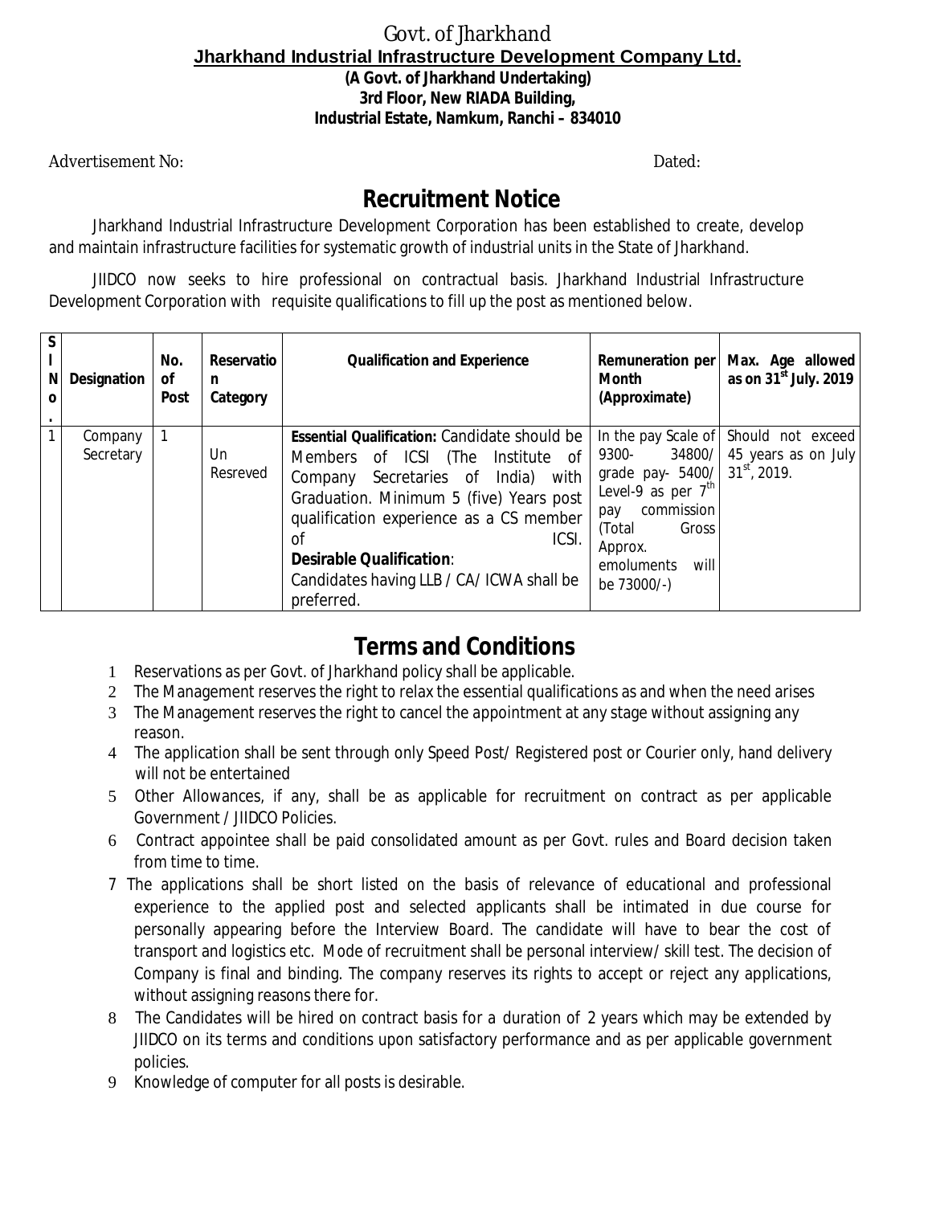Govt. of Jharkhand

**Jharkhand Industrial Infrastructure Development Company Ltd.**

**(A Govt. of Jharkhand Undertaking)**
**3rd Floor, New RIADA Building,**
**Industrial Estate, Namkum, Ranchi – 834010**

Advertisement No: Dated:

# Recruitment Notice

Jharkhand Industrial Infrastructure Development Corporation has been established to create, develop and maintain infrastructure facilities for systematic growth of industrial units in the State of Jharkhand.

JIIDCO now seeks to hire professional on contractual basis. Jharkhand Industrial Infrastructure Development Corporation with requisite qualifications to fill up the post as mentioned below.

| Sl No. | Designation | No. of Post | Reservation Category | Qualification and Experience | Remuneration per Month (Approximate) | Max. Age allowed as on 31st July. 2019 |
|---|---|---|---|---|---|---|
| 1 | Company Secretary | 1 | Un Resreved | **Essential Qualification:** Candidate should be Members of ICSI (The Institute of Company Secretaries of India) with Graduation. Minimum 5 (five) Years post qualification experience as a CS member of ICSI. **Desirable Qualification**: Candidates having LLB / CA/ ICWA shall be preferred. | In the pay Scale of 9300- 34800/ grade pay- 5400/ Level-9 as per 7th pay commission (Total Gross Approx. emoluments will be 73000/-) | Should not exceed 45 years as on July 31st, 2019. |

# Terms and Conditions

1. Reservations as per Govt. of Jharkhand policy shall be applicable.
2. The Management reserves the right to relax the essential qualifications as and when the need arises
3. The Management reserves the right to cancel the appointment at any stage without assigning any reason.
4. The application shall be sent through only Speed Post/ Registered post or Courier only, hand delivery will not be entertained
5. Other Allowances, if any, shall be as applicable for recruitment on contract as per applicable Government / JIIDCO Policies.
6. Contract appointee shall be paid consolidated amount as per Govt. rules and Board decision taken from time to time.
7. The applications shall be short listed on the basis of relevance of educational and professional experience to the applied post and selected applicants shall be intimated in due course for personally appearing before the Interview Board. The candidate will have to bear the cost of transport and logistics etc. Mode of recruitment shall be personal interview/ skill test. The decision of Company is final and binding. The company reserves its rights to accept or reject any applications, without assigning reasons there for.
8. The Candidates will be hired on contract basis for a duration of 2 years which may be extended by JIIDCO on its terms and conditions upon satisfactory performance and as per applicable government policies.
9. Knowledge of computer for all posts is desirable.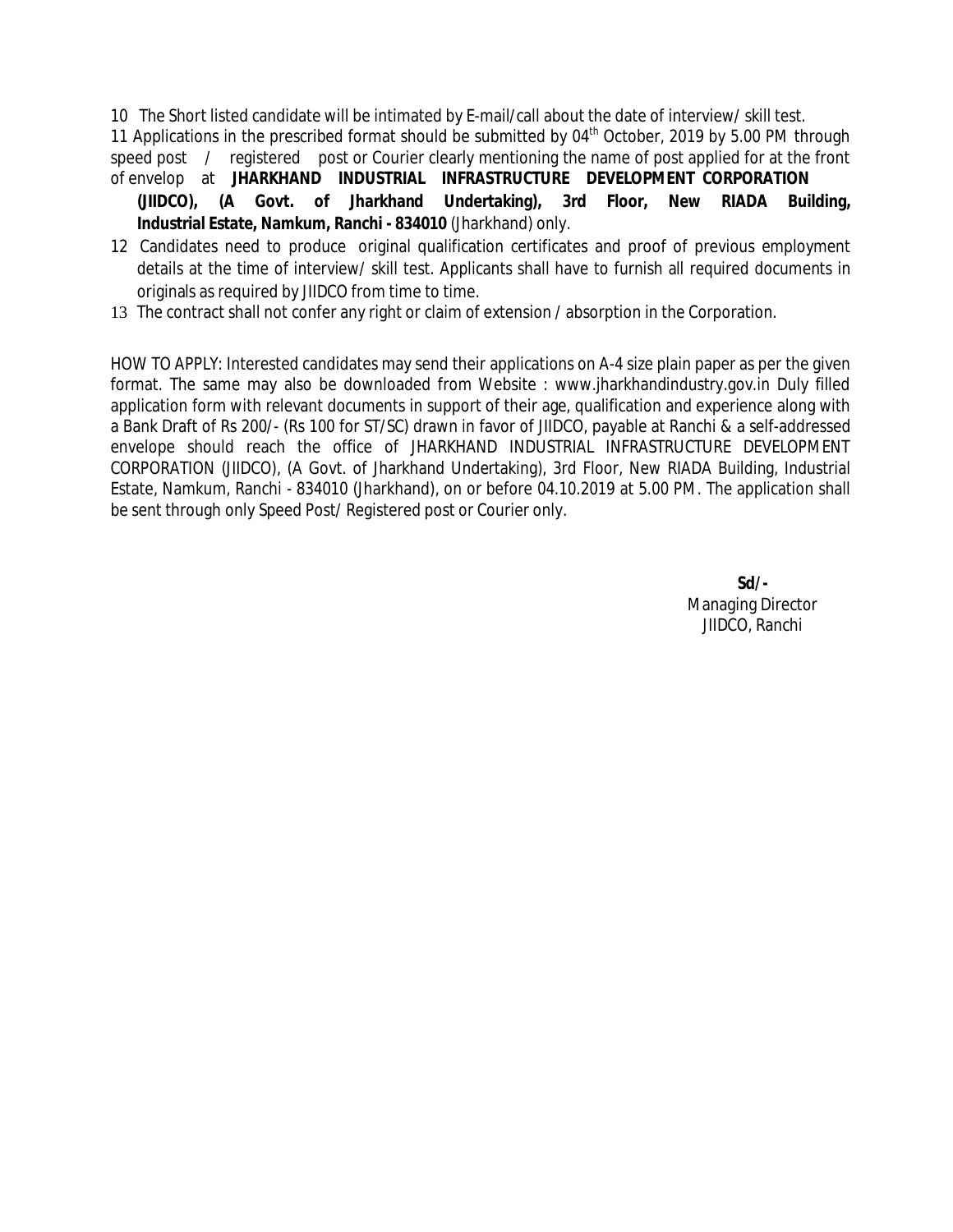10 The Short listed candidate will be intimated by E-mail/call about the date of interview/ skill test.

11 Applications in the prescribed format should be submitted by 04th October, 2019 by 5.00 PM through speed post / registered post or Courier clearly mentioning the name of post applied for at the front of envelop at **JHARKHAND INDUSTRIAL INFRASTRUCTURE DEVELOPMENT CORPORATION (JIIDCO), (A Govt. of Jharkhand Undertaking), 3rd Floor, New RIADA Building, Industrial Estate, Namkum, Ranchi - 834010** (Jharkhand) only.

12 Candidates need to produce original qualification certificates and proof of previous employment details at the time of interview/ skill test. Applicants shall have to furnish all required documents in originals as required by JIIDCO from time to time.

13 The contract shall not confer any right or claim of extension / absorption in the Corporation.

HOW TO APPLY: Interested candidates may send their applications on A-4 size plain paper as per the given format. The same may also be downloaded from Website : www.jharkhandindustry.gov.in Duly filled application form with relevant documents in support of their age, qualification and experience along with a Bank Draft of Rs 200/- (Rs 100 for ST/SC) drawn in favor of JIIDCO, payable at Ranchi & a self-addressed envelope should reach the office of JHARKHAND INDUSTRIAL INFRASTRUCTURE DEVELOPMENT CORPORATION (JIIDCO), (A Govt. of Jharkhand Undertaking), 3rd Floor, New RIADA Building, Industrial Estate, Namkum, Ranchi - 834010 (Jharkhand), on or before 04.10.2019 at 5.00 PM. The application shall be sent through only Speed Post/ Registered post or Courier only.

**Sd/-**
Managing Director
JIIDCO, Ranchi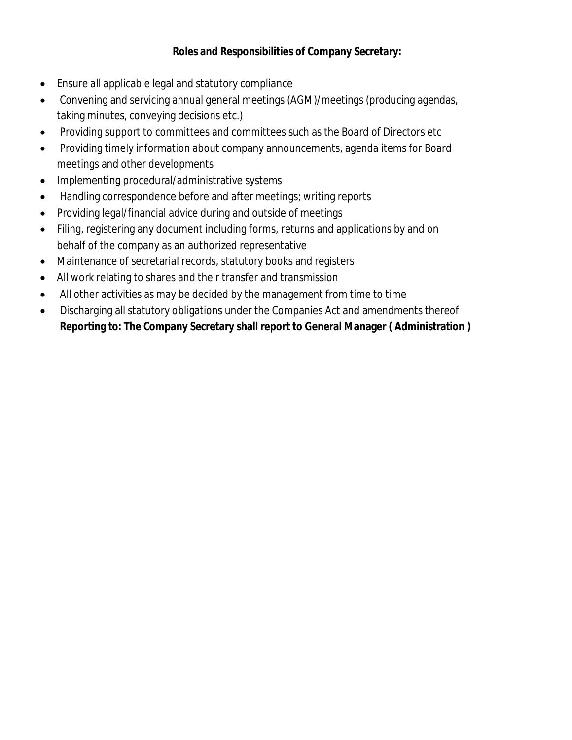**Roles and Responsibilities of Company Secretary:**

- Ensure all applicable legal and statutory compliance
- Convening and servicing annual general meetings (AGM)/meetings (producing agendas, taking minutes, conveying decisions etc.)
- Providing support to committees and committees such as the Board of Directors etc
- Providing timely information about company announcements, agenda items for Board meetings and other developments
- Implementing procedural/administrative systems
- Handling correspondence before and after meetings; writing reports
- Providing legal/financial advice during and outside of meetings
- Filing, registering any document including forms, returns and applications by and on behalf of the company as an authorized representative
- Maintenance of secretarial records, statutory books and registers
- All work relating to shares and their transfer and transmission
- All other activities as may be decided by the management from time to time
- Discharging all statutory obligations under the Companies Act and amendments thereof

**Reporting to: The Company Secretary shall report to General Manager ( Administration )**